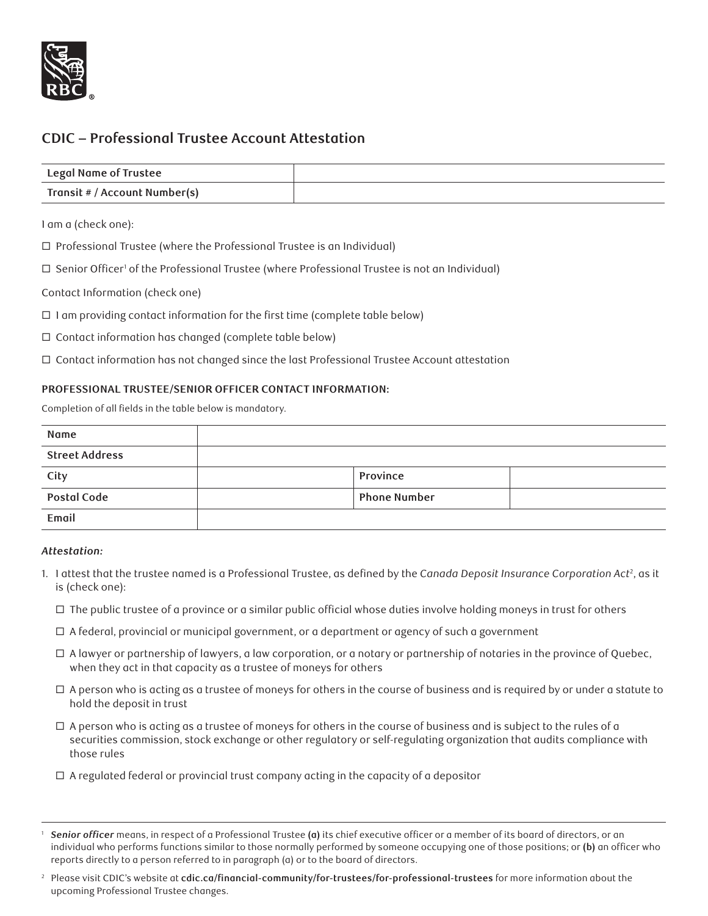# CDIC – Professional Trustee Account Attestation

| Legal Name of Trustee | |
|---|---|
| Transit # / Account Number(s) | |

I am a (check one):

☐ Professional Trustee (where the Professional Trustee is an Individual)

☐ Senior Officer[1] of the Professional Trustee (where Professional Trustee is not an Individual)

Contact Information (check one)

☐ I am providing contact information for the first time (complete table below)

☐ Contact information has changed (complete table below)

☐ Contact information has not changed since the last Professional Trustee Account attestation

### PROFESSIONAL TRUSTEE/SENIOR OFFICER CONTACT INFORMATION:

Completion of all fields in the table below is mandatory.

| Name | | | |
|---|---|---|---|
| Street Address | | | |
| City | | Province | |
| Postal Code | | Phone Number | |
| Email | | | |

***Attestation:***

1. I attest that the trustee named is a Professional Trustee, as defined by the *Canada Deposit Insurance Corporation Act*[2], as it is (check one):

   ☐ The public trustee of a province or a similar public official whose duties involve holding moneys in trust for others

   ☐ A federal, provincial or municipal government, or a department or agency of such a government

   ☐ A lawyer or partnership of lawyers, a law corporation, or a notary or partnership of notaries in the province of Quebec, when they act in that capacity as a trustee of moneys for others

   ☐ A person who is acting as a trustee of moneys for others in the course of business and is required by or under a statute to hold the deposit in trust

   ☐ A person who is acting as a trustee of moneys for others in the course of business and is subject to the rules of a securities commission, stock exchange or other regulatory or self-regulating organization that audits compliance with those rules

   ☐ A regulated federal or provincial trust company acting in the capacity of a depositor

---

[1] ***Senior officer*** means, in respect of a Professional Trustee **(a)** its chief executive officer or a member of its board of directors, or an individual who performs functions similar to those normally performed by someone occupying one of those positions; or **(b)** an officer who reports directly to a person referred to in paragraph (a) or to the board of directors.

[2] Please visit CDIC's website at **cdic.ca/financial-community/for-trustees/for-professional-trustees** for more information about the upcoming Professional Trustee changes.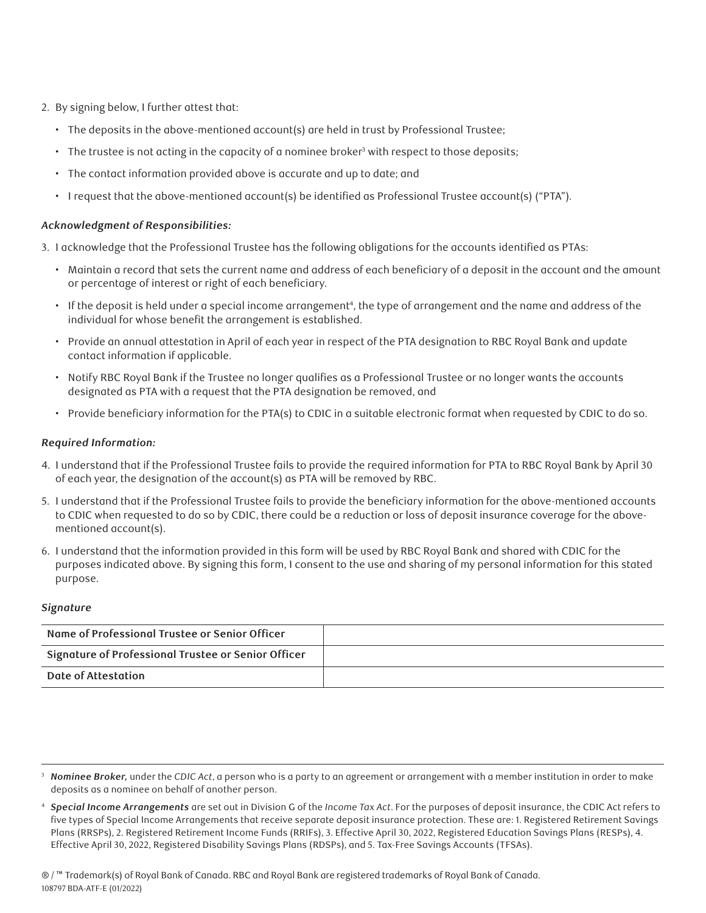2. By signing below, I further attest that:
   - The deposits in the above-mentioned account(s) are held in trust by Professional Trustee;
   - The trustee is not acting in the capacity of a nominee broker[3] with respect to those deposits;
   - The contact information provided above is accurate and up to date; and
   - I request that the above-mentioned account(s) be identified as Professional Trustee account(s) ("PTA").

***Acknowledgment of Responsibilities:***

3. I acknowledge that the Professional Trustee has the following obligations for the accounts identified as PTAs:
   - Maintain a record that sets the current name and address of each beneficiary of a deposit in the account and the amount or percentage of interest or right of each beneficiary.
   - If the deposit is held under a special income arrangement[4], the type of arrangement and the name and address of the individual for whose benefit the arrangement is established.
   - Provide an annual attestation in April of each year in respect of the PTA designation to RBC Royal Bank and update contact information if applicable.
   - Notify RBC Royal Bank if the Trustee no longer qualifies as a Professional Trustee or no longer wants the accounts designated as PTA with a request that the PTA designation be removed, and
   - Provide beneficiary information for the PTA(s) to CDIC in a suitable electronic format when requested by CDIC to do so.

***Required Information:***

4. I understand that if the Professional Trustee fails to provide the required information for PTA to RBC Royal Bank by April 30 of each year, the designation of the account(s) as PTA will be removed by RBC.
5. I understand that if the Professional Trustee fails to provide the beneficiary information for the above-mentioned accounts to CDIC when requested to do so by CDIC, there could be a reduction or loss of deposit insurance coverage for the above-mentioned account(s).
6. I understand that the information provided in this form will be used by RBC Royal Bank and shared with CDIC for the purposes indicated above. By signing this form, I consent to the use and sharing of my personal information for this stated purpose.

***Signature***

| | |
|---|---|
| **Name of Professional Trustee or Senior Officer** | |
| **Signature of Professional Trustee or Senior Officer** | |
| **Date of Attestation** | |

[3] ***Nominee Broker,*** under the *CDIC Act*, a person who is a party to an agreement or arrangement with a member institution in order to make deposits as a nominee on behalf of another person.

[4] ***Special Income Arrangements*** are set out in Division G of the *Income Tax Act*. For the purposes of deposit insurance, the CDIC Act refers to five types of Special Income Arrangements that receive separate deposit insurance protection. These are: 1. Registered Retirement Savings Plans (RRSPs), 2. Registered Retirement Income Funds (RRIFs), 3. Effective April 30, 2022, Registered Education Savings Plans (RESPs), 4. Effective April 30, 2022, Registered Disability Savings Plans (RDSPs), and 5. Tax-Free Savings Accounts (TFSAs).

® / ™ Trademark(s) of Royal Bank of Canada. RBC and Royal Bank are registered trademarks of Royal Bank of Canada.
108797 BDA-ATF-E (01/2022)